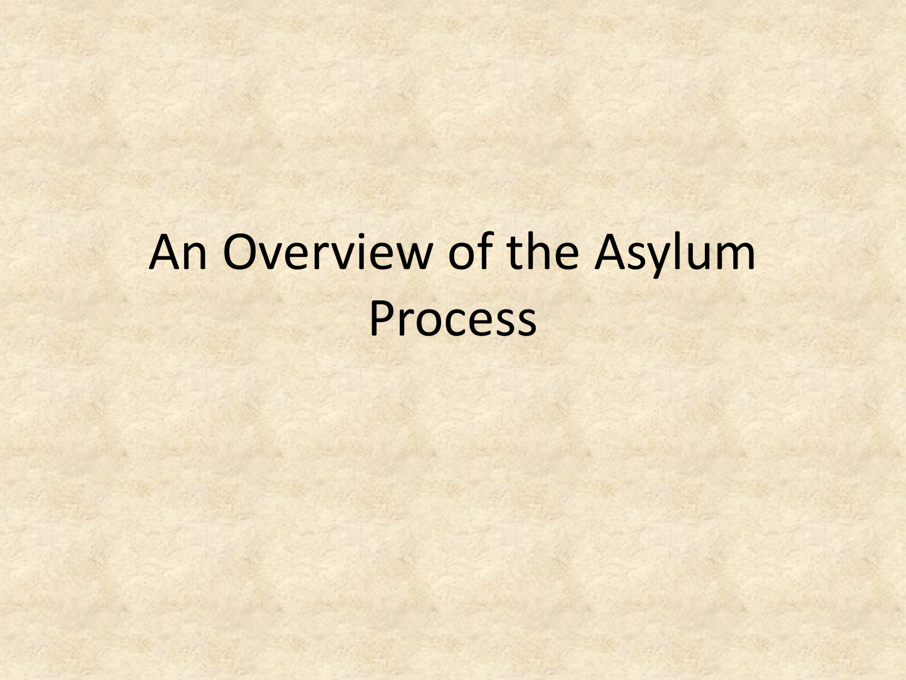# An Overview of the Asylum Process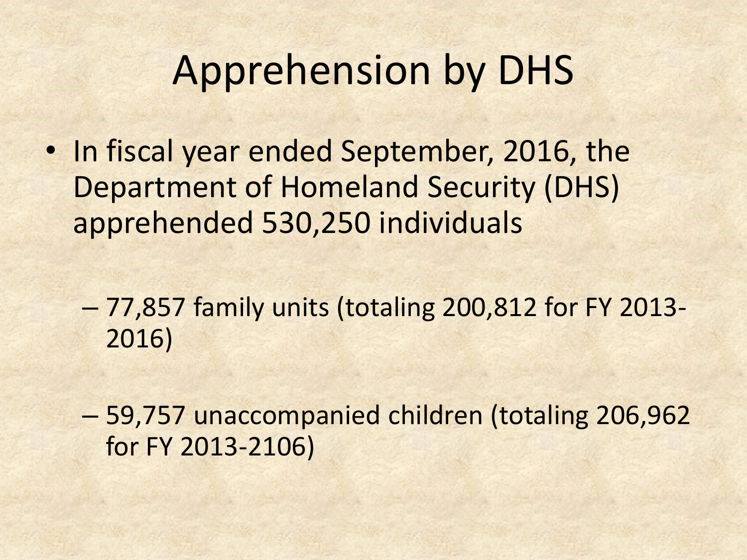# Apprehension by DHS

- In fiscal year ended September, 2016, the Department of Homeland Security (DHS) apprehended 530,250 individuals
  - 77,857 family units (totaling 200,812 for FY 2013-2016)
  - 59,757 unaccompanied children (totaling 206,962 for FY 2013-2106)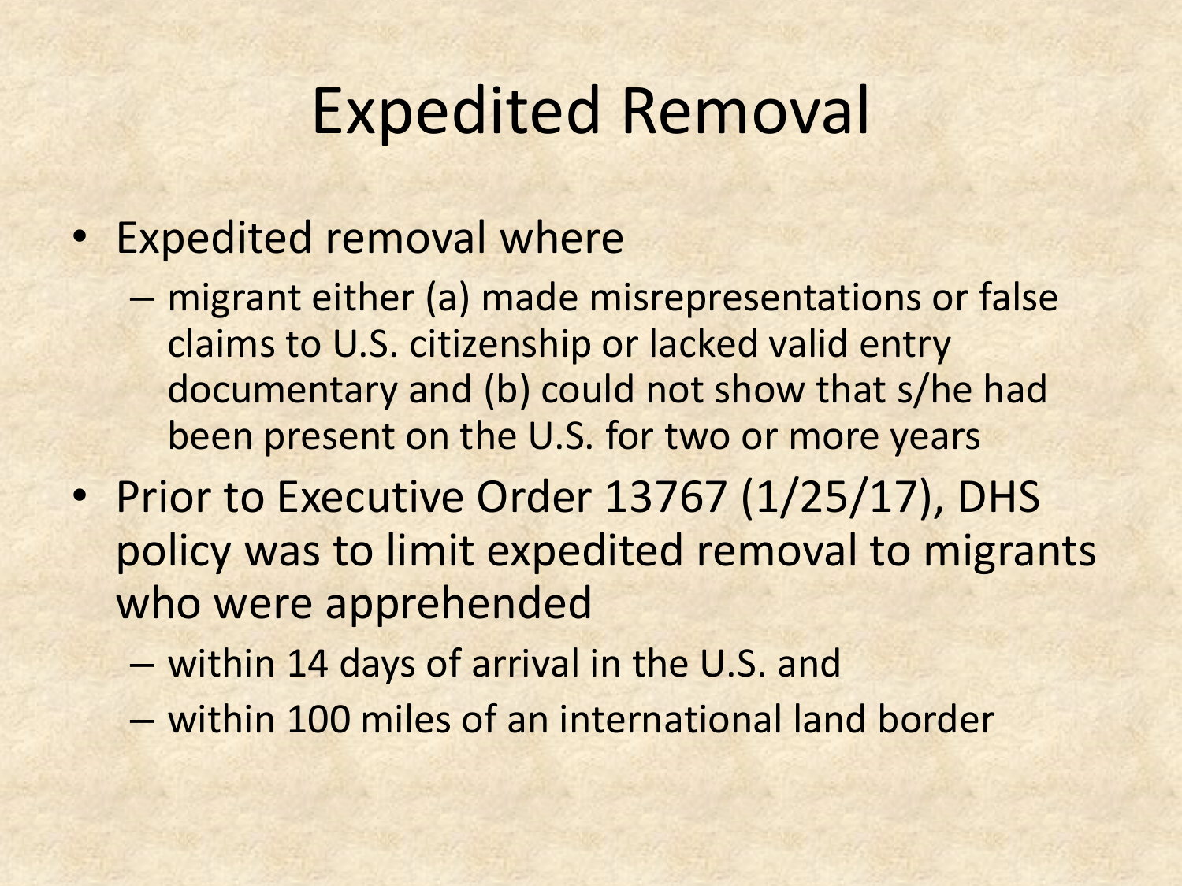# Expedited Removal

- Expedited removal where
  - migrant either (a) made misrepresentations or false claims to U.S. citizenship or lacked valid entry documentary and (b) could not show that s/he had been present on the U.S. for two or more years
- Prior to Executive Order 13767 (1/25/17), DHS policy was to limit expedited removal to migrants who were apprehended
  - within 14 days of arrival in the U.S. and
  - within 100 miles of an international land border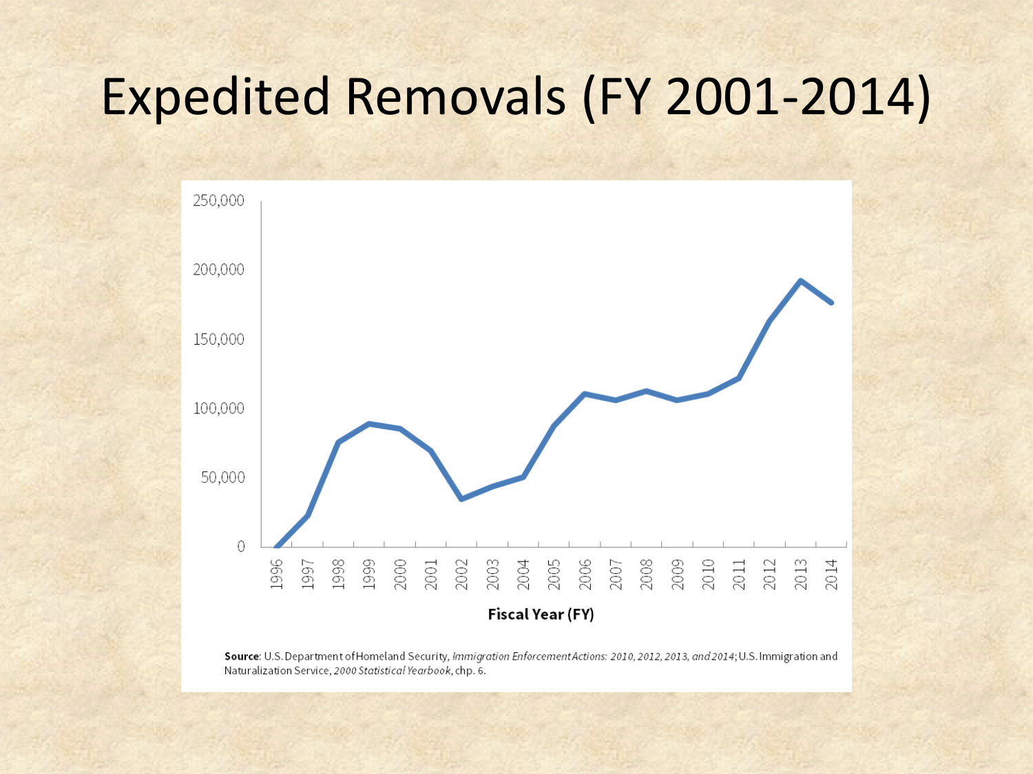# Expedited Removals (FY 2001-2014)

**Source**: U.S. Department of Homeland Security, *Immigration Enforcement Actions: 2010, 2012, 2013, and 2014*; U.S. Immigration and Naturalization Service, *2000 Statistical Yearbook*, chp. 6.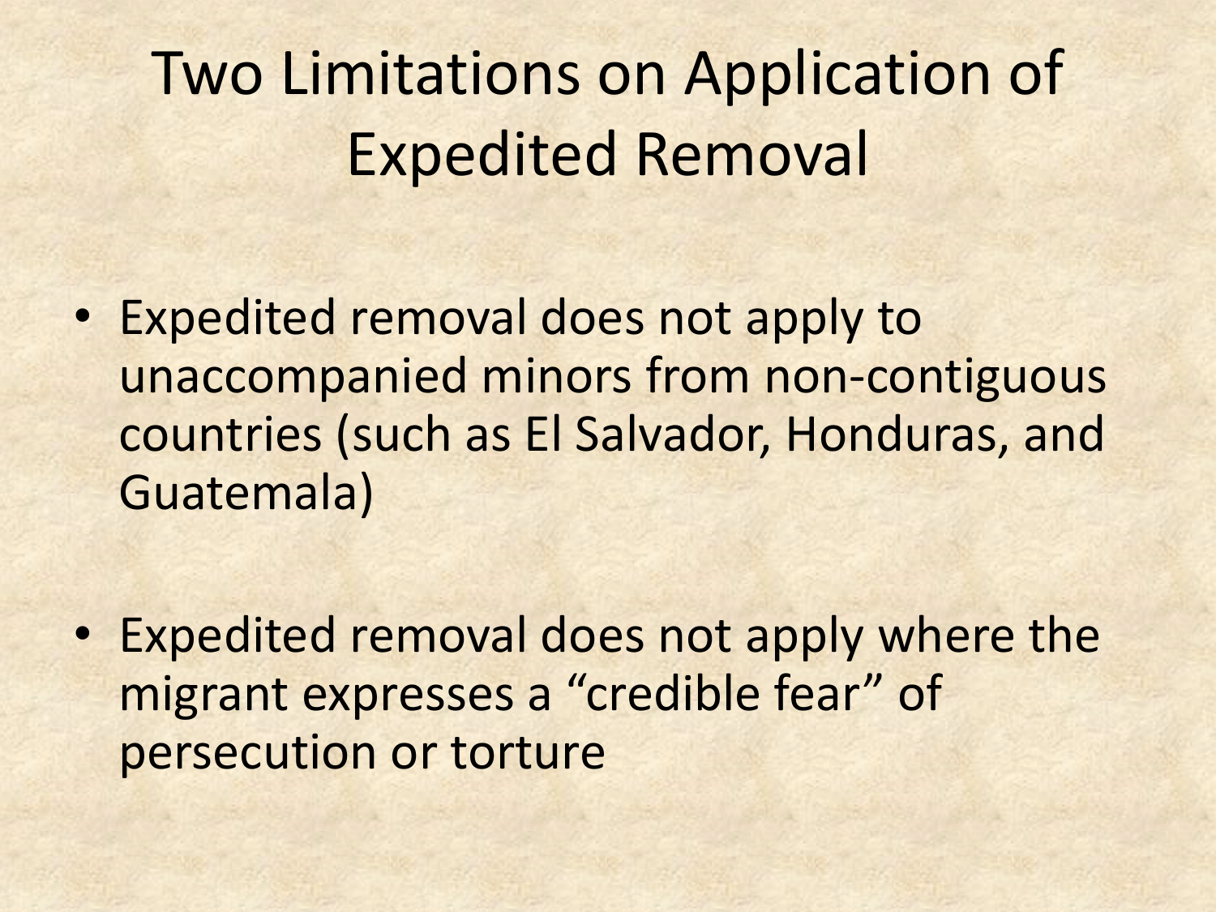# Two Limitations on Application of Expedited Removal

- Expedited removal does not apply to unaccompanied minors from non-contiguous countries (such as El Salvador, Honduras, and Guatemala)

- Expedited removal does not apply where the migrant expresses a “credible fear” of persecution or torture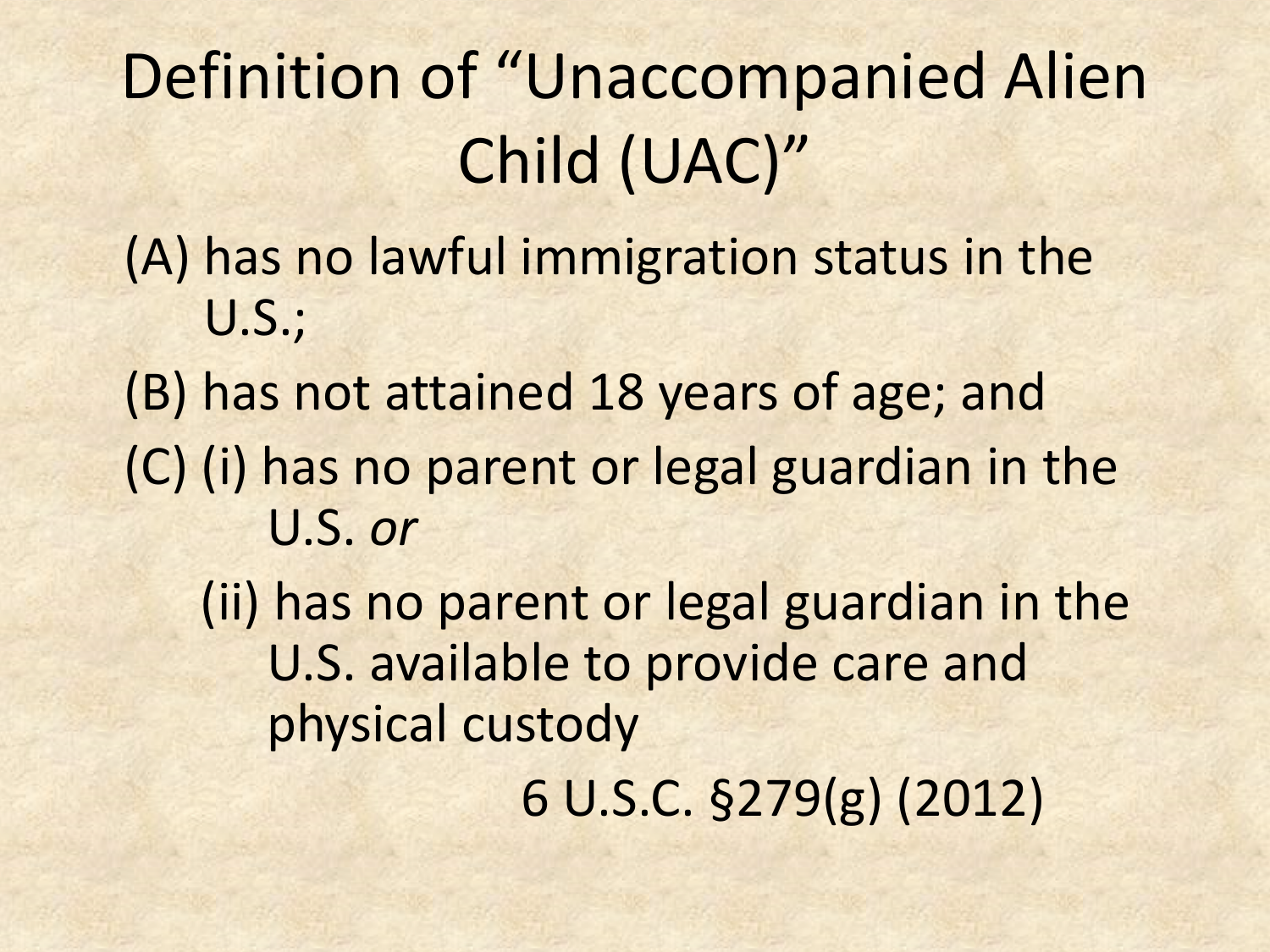# Definition of "Unaccompanied Alien Child (UAC)"

(A) has no lawful immigration status in the U.S.;

(B) has not attained 18 years of age; and

(C) (i) has no parent or legal guardian in the U.S. *or*

(ii) has no parent or legal guardian in the U.S. available to provide care and physical custody

6 U.S.C. §279(g) (2012)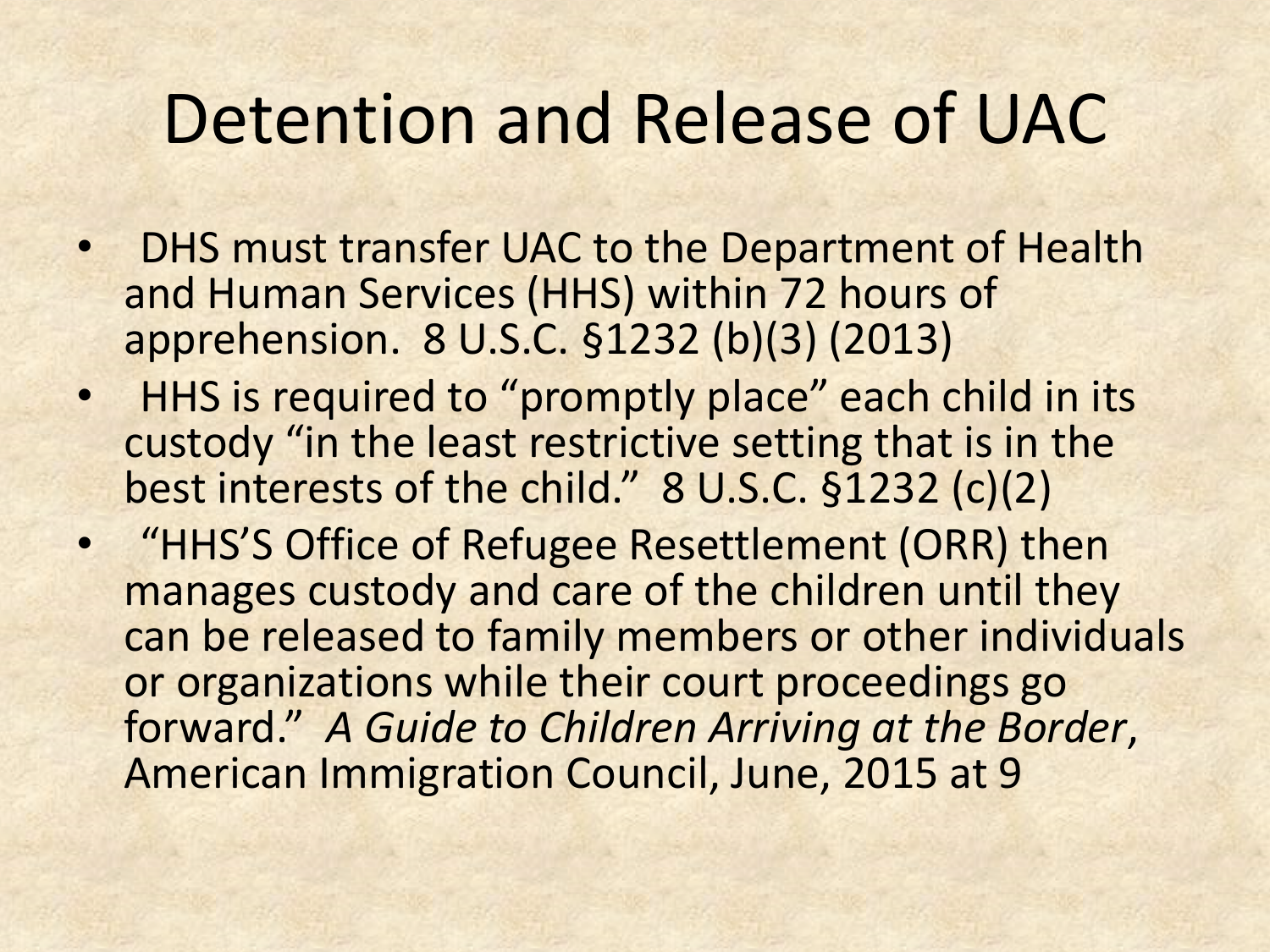# Detention and Release of UAC

- DHS must transfer UAC to the Department of Health and Human Services (HHS) within 72 hours of apprehension. 8 U.S.C. §1232 (b)(3) (2013)
- HHS is required to "promptly place" each child in its custody "in the least restrictive setting that is in the best interests of the child." 8 U.S.C. §1232 (c)(2)
- "HHS'S Office of Refugee Resettlement (ORR) then manages custody and care of the children until they can be released to family members or other individuals or organizations while their court proceedings go forward." *A Guide to Children Arriving at the Border*, American Immigration Council, June, 2015 at 9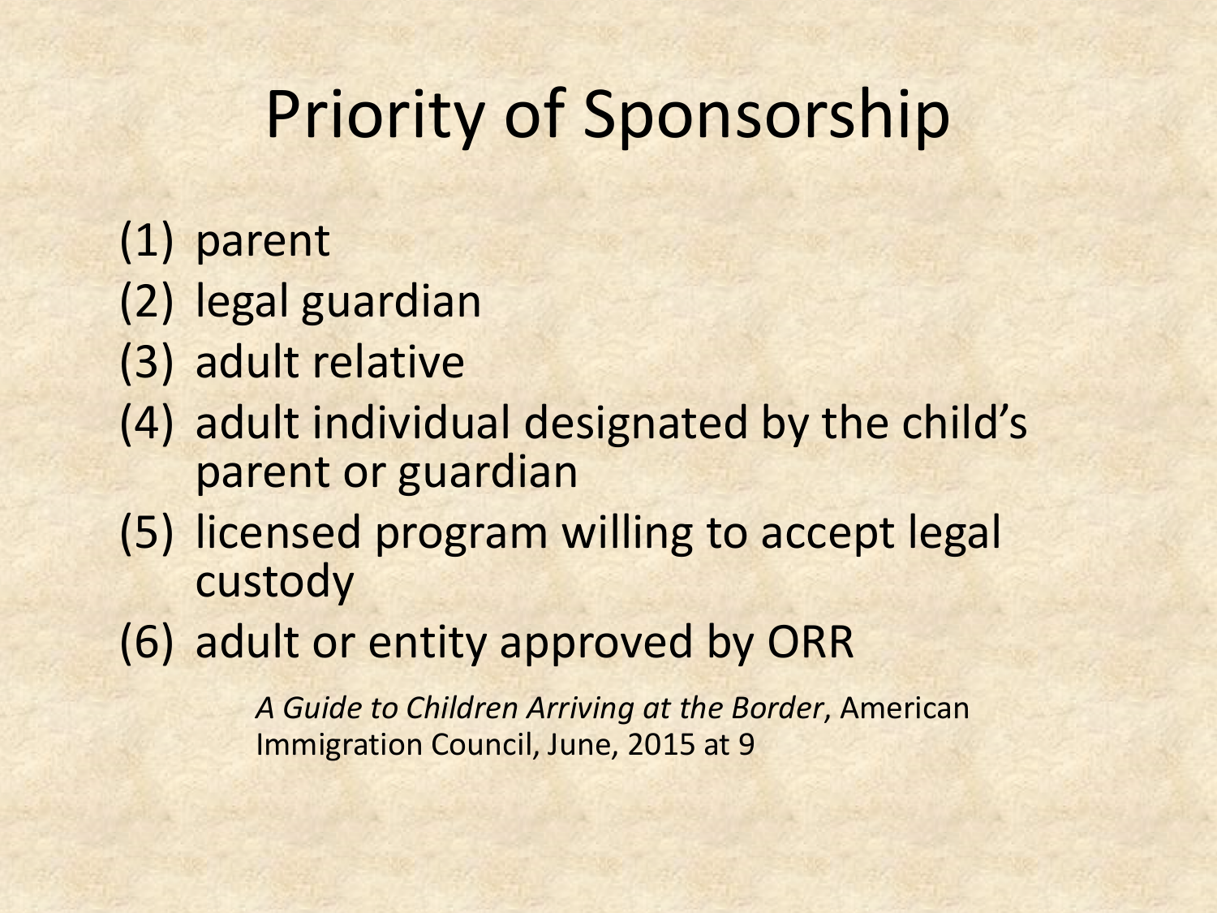# Priority of Sponsorship

(1) parent
(2) legal guardian
(3) adult relative
(4) adult individual designated by the child's parent or guardian
(5) licensed program willing to accept legal custody
(6) adult or entity approved by ORR

*A Guide to Children Arriving at the Border*, American Immigration Council, June, 2015 at 9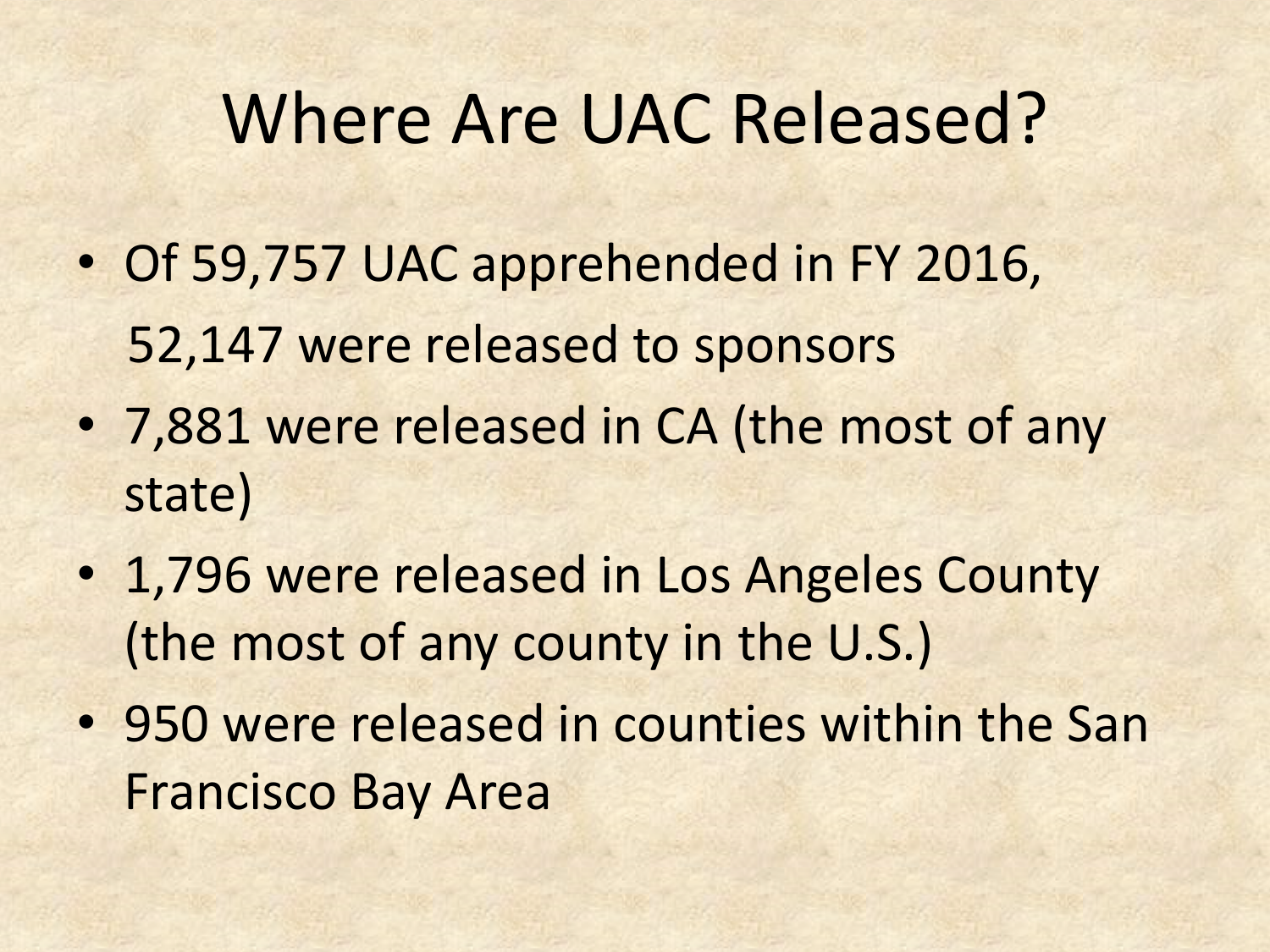# Where Are UAC Released?

- Of 59,757 UAC apprehended in FY 2016, 52,147 were released to sponsors
- 7,881 were released in CA (the most of any state)
- 1,796 were released in Los Angeles County (the most of any county in the U.S.)
- 950 were released in counties within the San Francisco Bay Area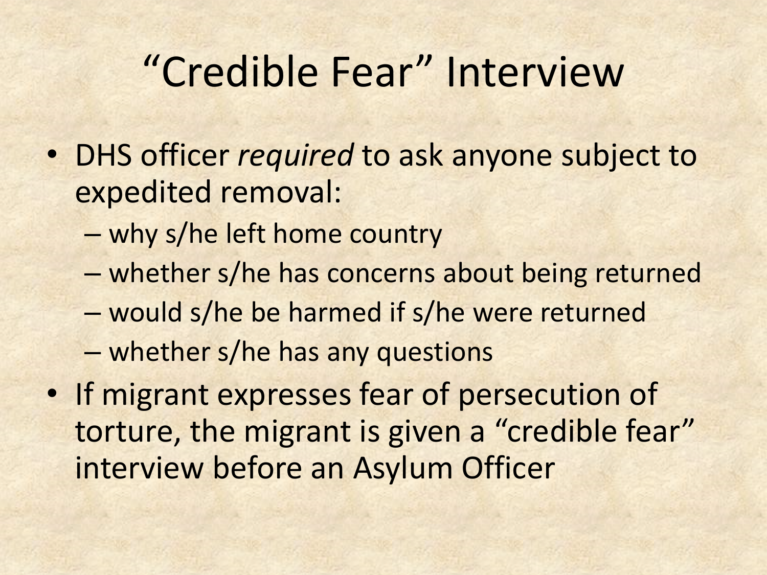# “Credible Fear” Interview

- DHS officer *required* to ask anyone subject to expedited removal:
  - why s/he left home country
  - whether s/he has concerns about being returned
  - would s/he be harmed if s/he were returned
  - whether s/he has any questions
- If migrant expresses fear of persecution of torture, the migrant is given a “credible fear” interview before an Asylum Officer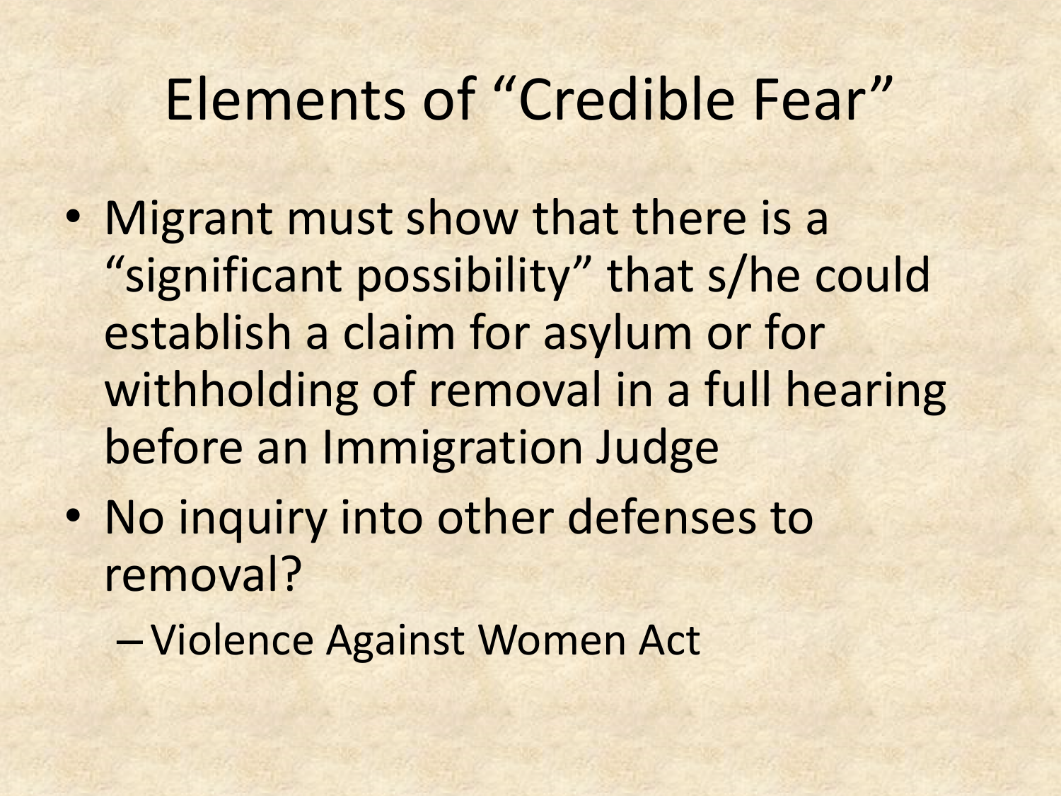# Elements of "Credible Fear"

- Migrant must show that there is a "significant possibility" that s/he could establish a claim for asylum or for withholding of removal in a full hearing before an Immigration Judge
- No inquiry into other defenses to removal?
  - Violence Against Women Act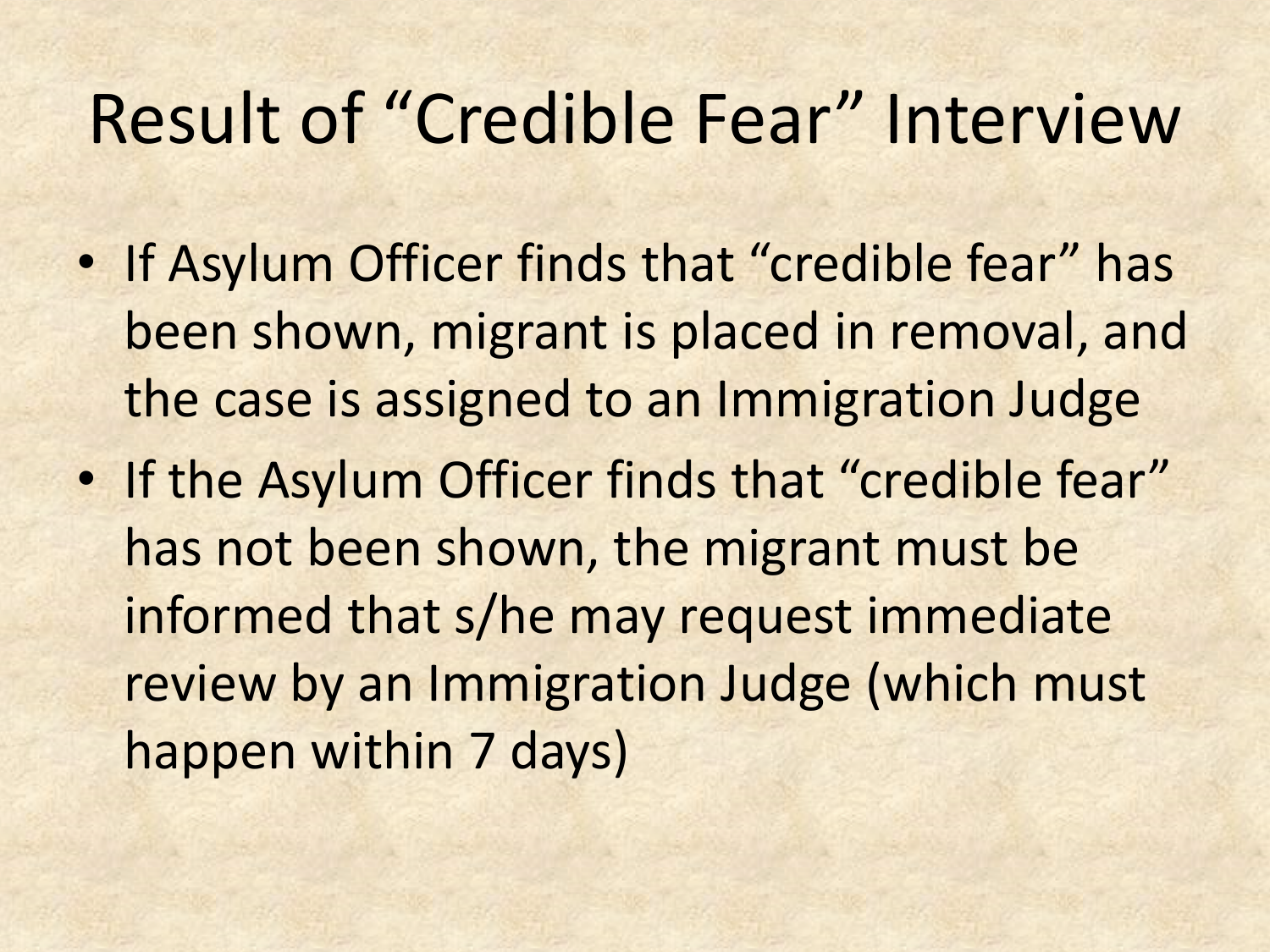# Result of “Credible Fear” Interview

- If Asylum Officer finds that “credible fear” has been shown, migrant is placed in removal, and the case is assigned to an Immigration Judge
- If the Asylum Officer finds that “credible fear” has not been shown, the migrant must be informed that s/he may request immediate review by an Immigration Judge (which must happen within 7 days)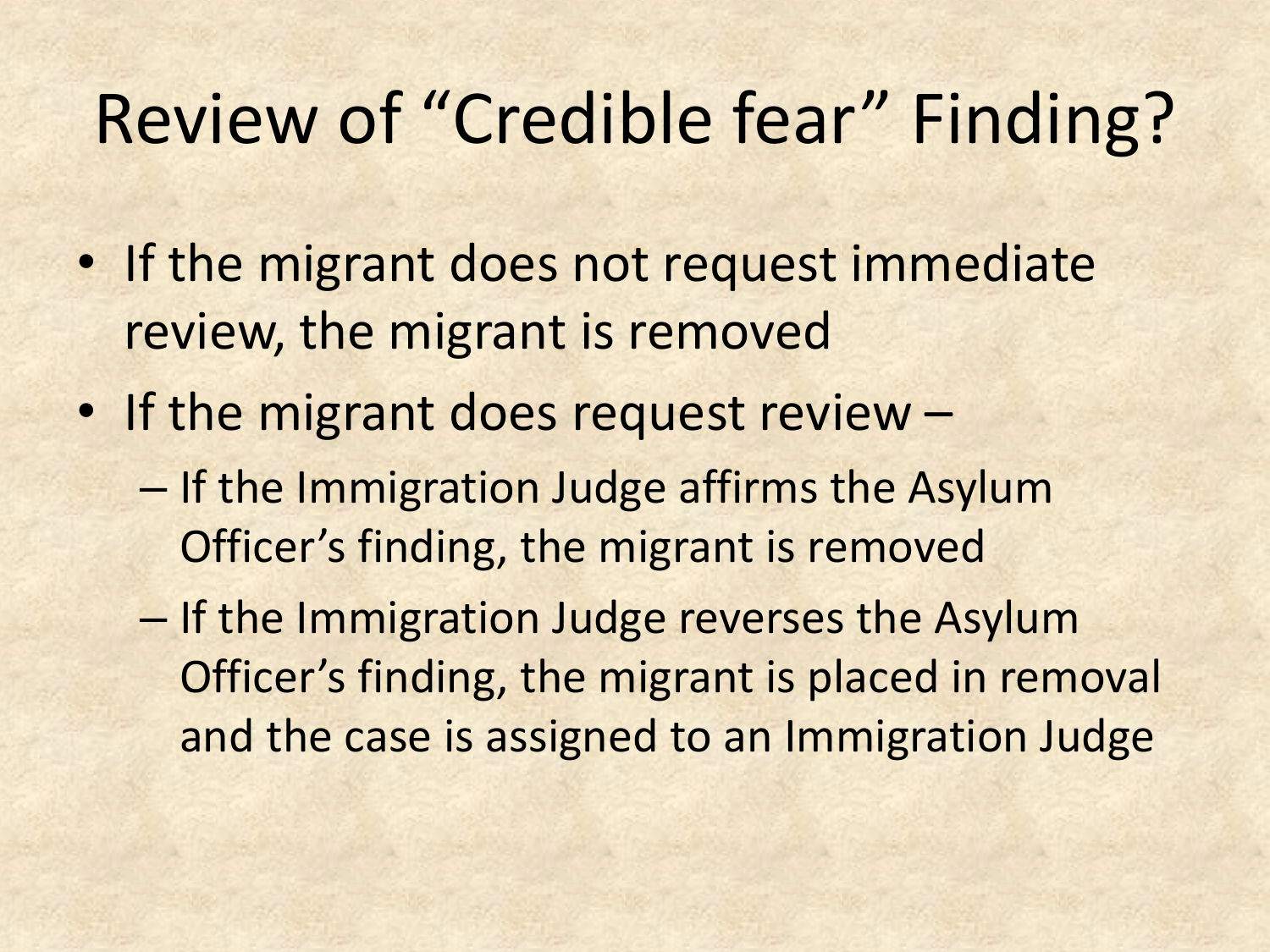# Review of "Credible fear" Finding?

- If the migrant does not request immediate review, the migrant is removed
- If the migrant does request review –
  - If the Immigration Judge affirms the Asylum Officer's finding, the migrant is removed
  - If the Immigration Judge reverses the Asylum Officer's finding, the migrant is placed in removal and the case is assigned to an Immigration Judge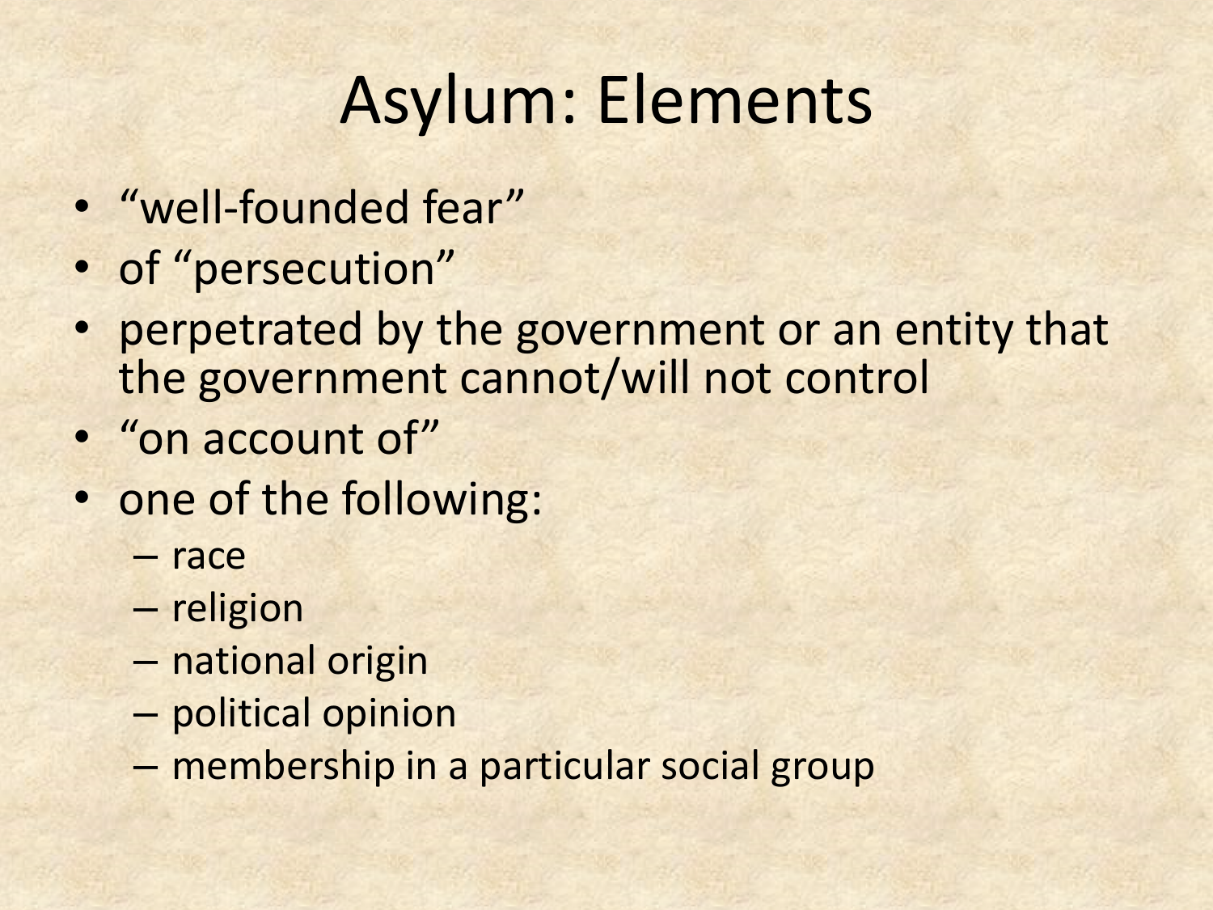# Asylum: Elements

- “well-founded fear”
- of “persecution”
- perpetrated by the government or an entity that the government cannot/will not control
- “on account of”
- one of the following:
  - race
  - religion
  - national origin
  - political opinion
  - membership in a particular social group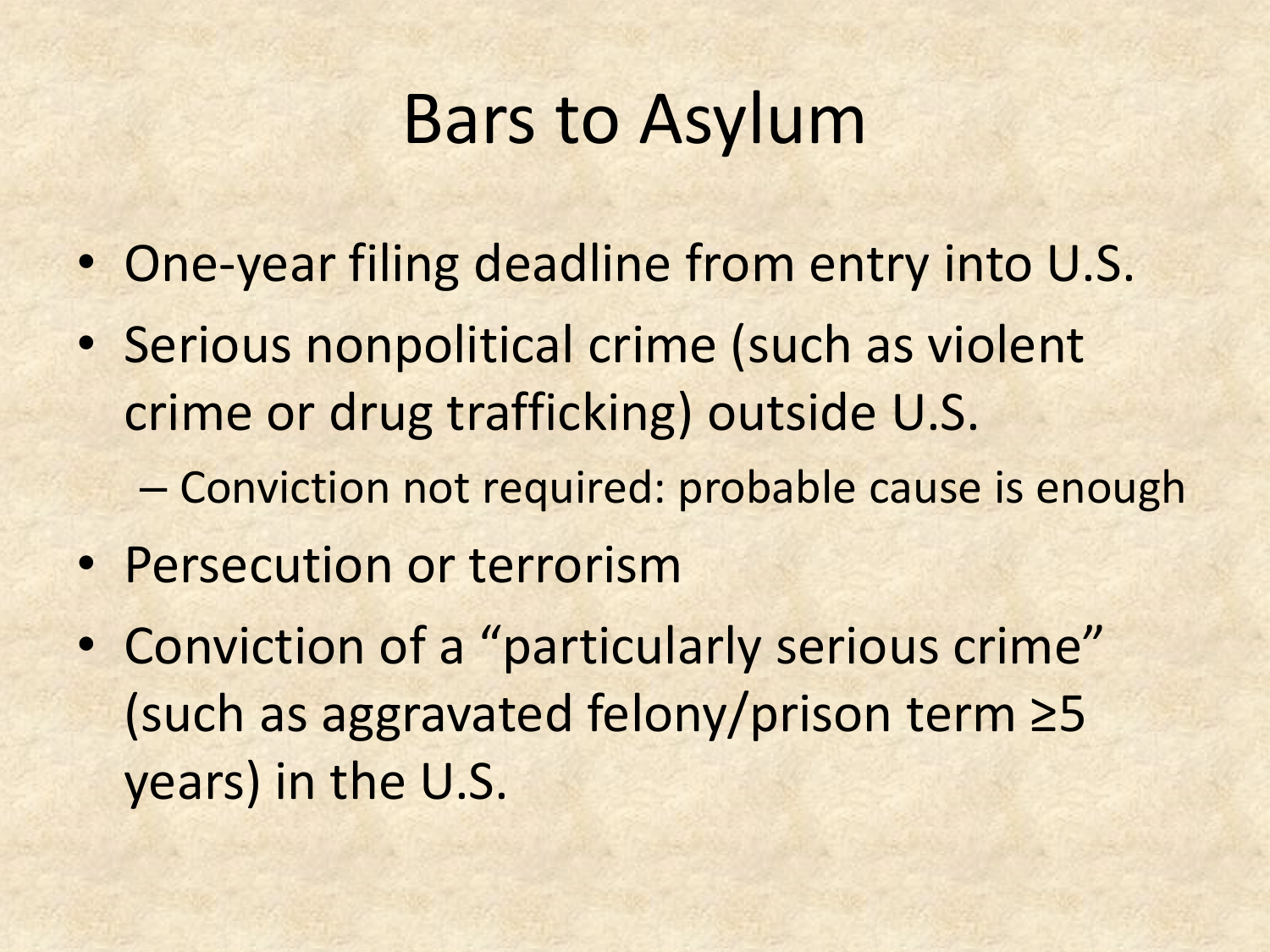# Bars to Asylum

- One-year filing deadline from entry into U.S.
- Serious nonpolitical crime (such as violent crime or drug trafficking) outside U.S.
  - Conviction not required: probable cause is enough
- Persecution or terrorism
- Conviction of a "particularly serious crime" (such as aggravated felony/prison term ≥5 years) in the U.S.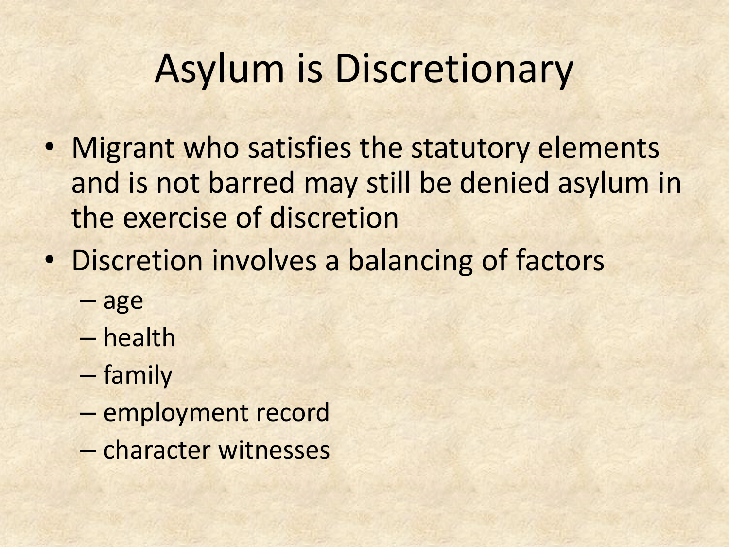# Asylum is Discretionary

- Migrant who satisfies the statutory elements and is not barred may still be denied asylum in the exercise of discretion
- Discretion involves a balancing of factors
  - age
  - health
  - family
  - employment record
  - character witnesses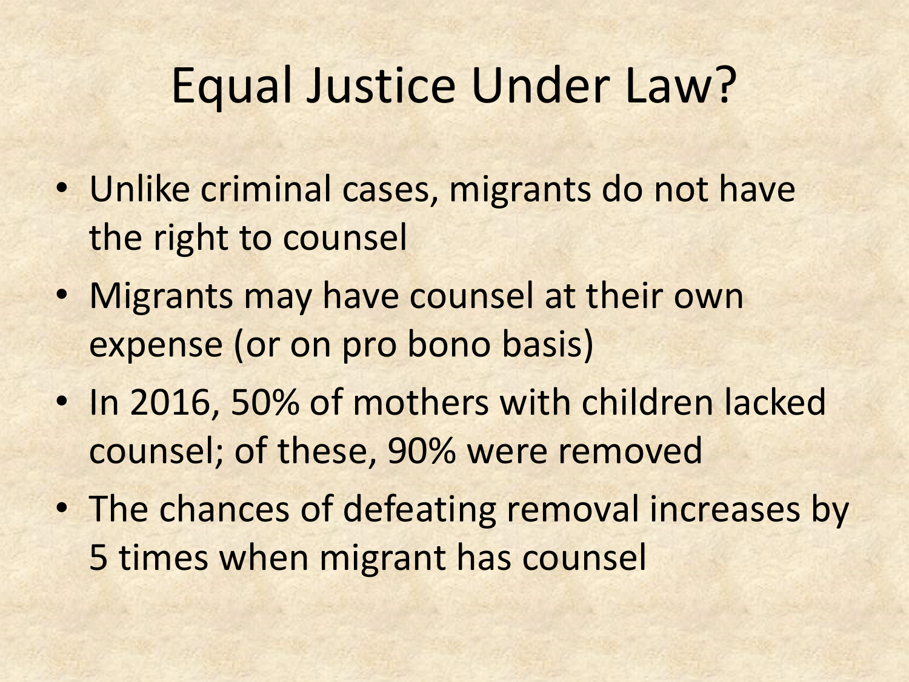# Equal Justice Under Law?

- Unlike criminal cases, migrants do not have the right to counsel
- Migrants may have counsel at their own expense (or on pro bono basis)
- In 2016, 50% of mothers with children lacked counsel; of these, 90% were removed
- The chances of defeating removal increases by 5 times when migrant has counsel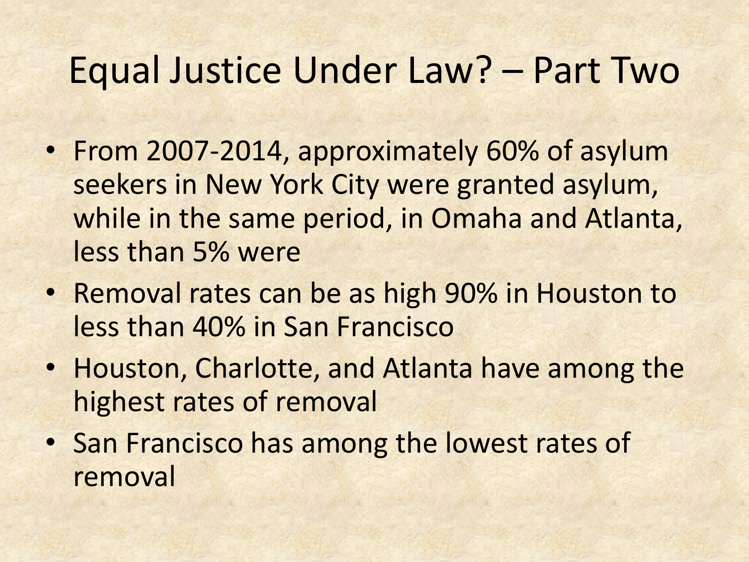# Equal Justice Under Law? – Part Two

- From 2007-2014, approximately 60% of asylum seekers in New York City were granted asylum, while in the same period, in Omaha and Atlanta, less than 5% were
- Removal rates can be as high 90% in Houston to less than 40% in San Francisco
- Houston, Charlotte, and Atlanta have among the highest rates of removal
- San Francisco has among the lowest rates of removal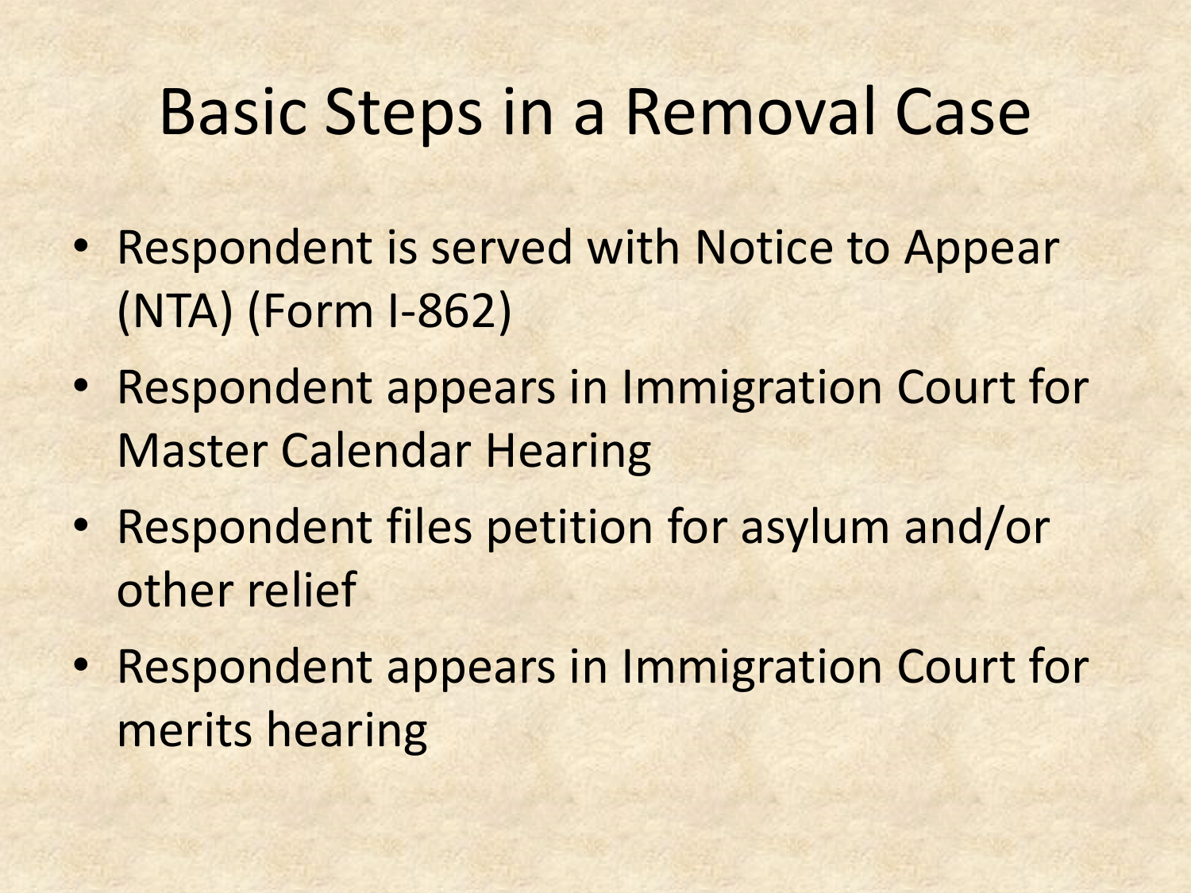# Basic Steps in a Removal Case

- Respondent is served with Notice to Appear (NTA) (Form I-862)
- Respondent appears in Immigration Court for Master Calendar Hearing
- Respondent files petition for asylum and/or other relief
- Respondent appears in Immigration Court for merits hearing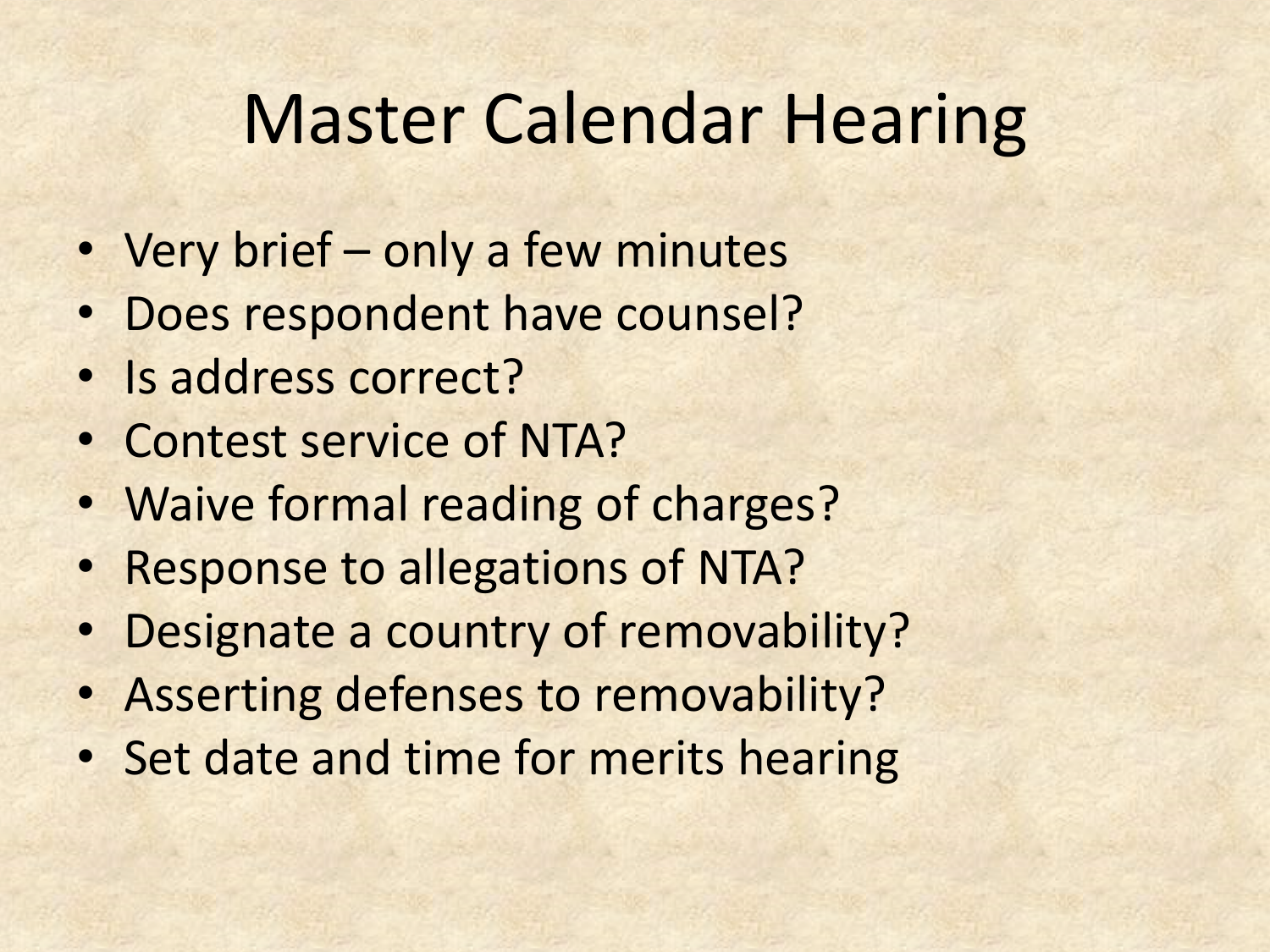# Master Calendar Hearing

- Very brief – only a few minutes
- Does respondent have counsel?
- Is address correct?
- Contest service of NTA?
- Waive formal reading of charges?
- Response to allegations of NTA?
- Designate a country of removability?
- Asserting defenses to removability?
- Set date and time for merits hearing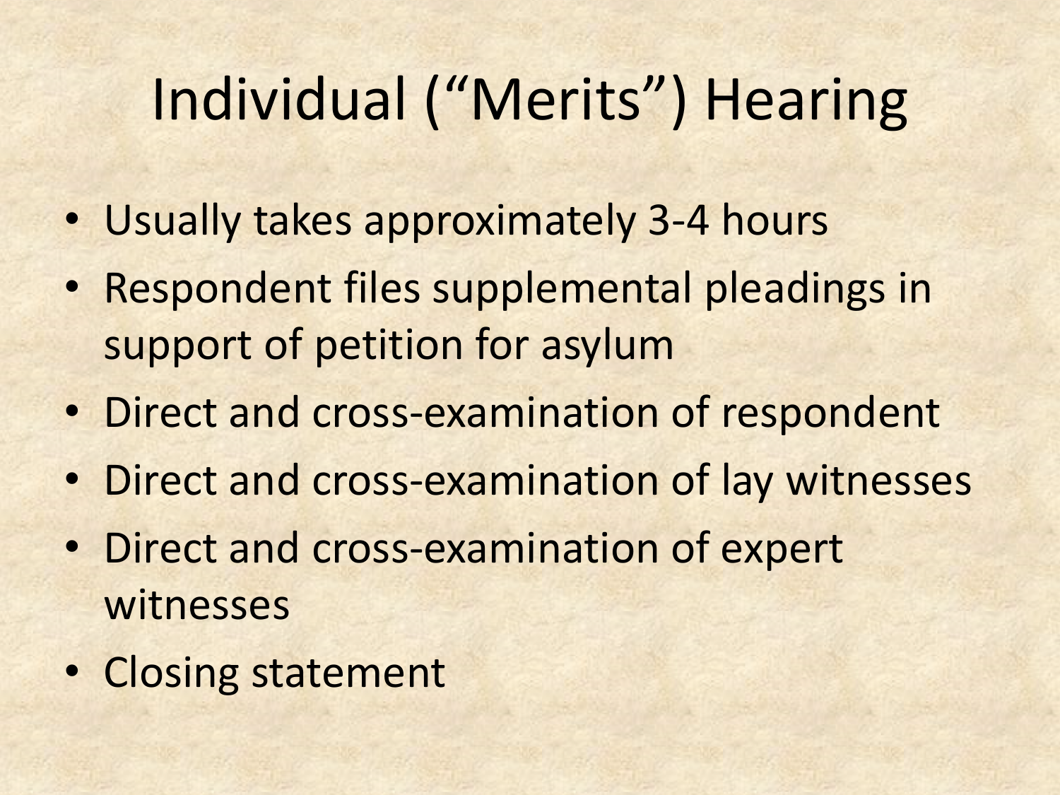# Individual ("Merits") Hearing

- Usually takes approximately 3-4 hours
- Respondent files supplemental pleadings in support of petition for asylum
- Direct and cross-examination of respondent
- Direct and cross-examination of lay witnesses
- Direct and cross-examination of expert witnesses
- Closing statement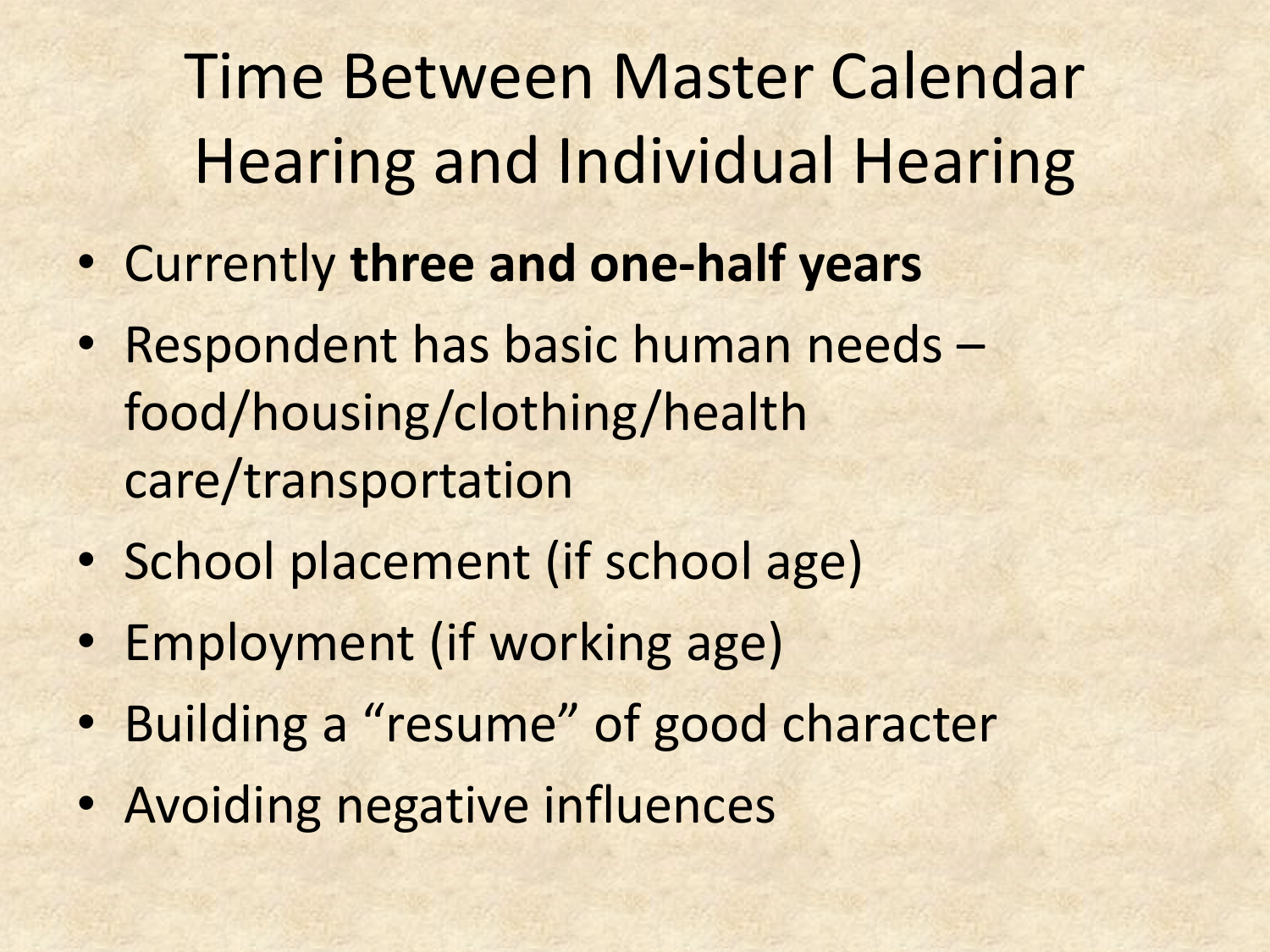# Time Between Master Calendar Hearing and Individual Hearing

- Currently **three and one-half years**
- Respondent has basic human needs – food/housing/clothing/health care/transportation
- School placement (if school age)
- Employment (if working age)
- Building a "resume" of good character
- Avoiding negative influences